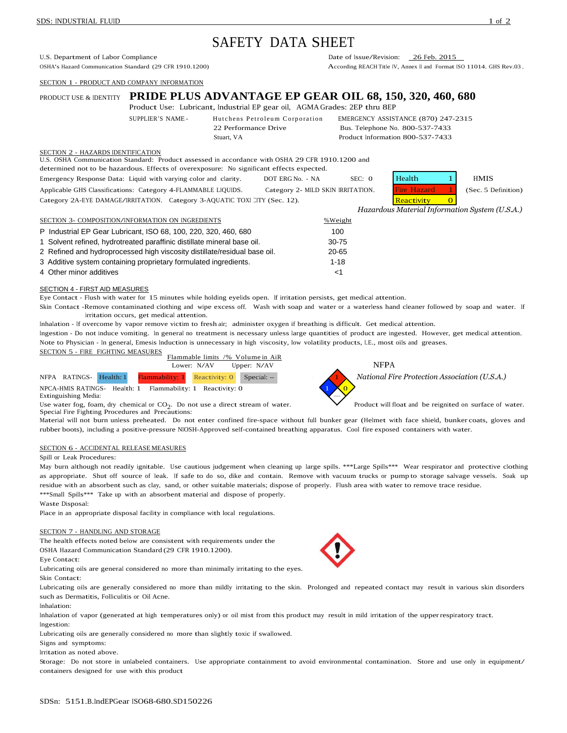# SAFETY DATA SHEET

U.S. Department of Labor Compliance
OSHA's Hazard Communication Standard (29 CFR 1910.1200)

Date of Issue/Revision: 26 Feb. 2015
According REACH Title IV, Annex II and Format ISO 11014. GHS Rev.03.

## SECTION 1 - PRODUCT AND COMPANY INFORMATION

PRODUCT USE & IDENTITY **PRIDE PLUS ADVANTAGE EP GEAR OIL 68, 150, 320, 460, 680**

Product Use: Lubricant, Industrial EP gear oil, AGMA Grades: 2EP thru 8EP

SUPPLIER'S NAME - Hutchens Petroleum Corporation
22 Performance Drive
Stuart, VA

EMERGENCY ASSISTANCE (870) 247-2315
Bus. Telephone No. 800-537-7433
Product Information 800-537-7433

## SECTION 2 - HAZARDS IDENTIFICATION

U.S. OSHA Communication Standard: Product assessed in accordance with OSHA 29 CFR 1910.1200 and determined not to be hazardous. Effects of overexposure: No significant effects expected.

Emergency Response Data: Liquid with varying color and clarity. DOT ERG No. - NA SEC: 0

Applicable GHS Classifications: Category 4-FLAMMABLE LIQUIDS. Category 2- MILD SKIN IRRITATION. Category 2A-EYE DAMAGE/IRRITATION. Category 3-AQUATIC TOXICITY (Sec. 12).

| HMIS | |
|---|---|
| Health | 1 |
| Fire Hazard | 1 |
| Reactivity | 0 |

HMIS (Sec. 5 Definition)

*Hazardous Material Information System (U.S.A.)*

## SECTION 3- COMPOSITION/INFORMATION ON INGREDIENTS

| | | %Weight |
|---|---|---|
| P | Industrial EP Gear Lubricant, ISO 68, 100, 220, 320, 460, 680 | 100 |
| 1 | Solvent refined, hydrotreated paraffinic distillate mineral base oil. | 30-75 |
| 2 | Refined and hydroprocessed high viscosity distillate/residual base oil. | 20-65 |
| 3 | Additive system containing proprietary formulated ingredients. | 1-18 |
| 4 | Other minor additives | <1 |

## SECTION 4 - FIRST AID MEASURES

Eye Contact - Flush with water for 15 minutes while holding eyelids open. If irritation persists, get medical attention.

Skin Contact -Remove contaminated clothing and wipe excess off. Wash with soap and water or a waterless hand cleaner followed by soap and water. If irritation occurs, get medical attention.

Inhalation - If overcome by vapor remove victim to fresh air; administer oxygen if breathing is difficult. Get medical attention.

Ingestion - Do not induce vomiting. In general no treatment is necessary unless large quantities of product are ingested. However, get medical attention.

Note to Physician - In general, Emesis Induction is unnecessary in high viscosity, low volatility products, I.E., most oils and greases.

## SECTION 5 - FIRE FIGHTING MEASURES

Flammable limits /% Volume in AiR
Lower: N/AV Upper: N/AV

NFPA RATINGS- Health: 1 Flammability: 1 Reactivity: 0 Special: --

NPCA-HMIS RATINGS- Health: 1 Flammability: 1 Reactivity: 0

NFPA *National Fire Protection Association (U.S.A.)*

Extinguishing Media:
Use water fog, foam, dry chemical or $CO_2$. Do not use a direct stream of water. Product will float and be reignited on surface of water.

Special Fire Fighting Procedures and Precautions:
Material will not burn unless preheated. Do not enter confined fire-space without full bunker gear (Helmet with face shield, bunker coats, gloves and rubber boots), including a positive-pressure NIOSH-Approved self-contained breathing apparatus. Cool fire exposed containers with water.

## SECTION 6 - ACCIDENTAL RELEASE MEASURES

Spill or Leak Procedures:

May burn although not readily ignitable. Use cautious judgement when cleaning up large spills. ***Large Spills*** Wear respirator and protective clothing as appropriate. Shut off source of leak. If safe to do so, dike and contain. Remove with vacuum trucks or pump to storage salvage vessels. Soak up residue with an absorbent such as clay, sand, or other suitable materials; dispose of properly. Flush area with water to remove trace residue.

***Small Spills*** Take up with an absorbent material and dispose of properly.

Waste Disposal:

Place in an appropriate disposal facility in compliance with local regulations.

## SECTION 7 - HANDLING AND STORAGE

The health effects noted below are consistent with requirements under the OSHA Hazard Communication Standard (29 CFR 1910.1200).

Eye Contact:

Lubricating oils are general considered no more than minimally irritating to the eyes.

Skin Contact:

Lubricating oils are generally considered no more than mildly irritating to the skin. Prolonged and repeated contact may result in various skin disorders such as Dermatitis, Folliculitis or Oil Acne.

Inhalation:

Inhalation of vapor (generated at high temperatures only) or oil mist from this product may result in mild irritation of the upper respiratory tract.

Ingestion:

Lubricating oils are generally considered no more than slightly toxic if swallowed.

Signs and symptoms:

Irritation as noted above.

Storage: Do not store in unlabeled containers. Use appropriate containment to avoid environmental contamination. Store and use only in equipment/containers designed for use with this product

SDSn: 5151.B.IndEPGear ISO68-680.SD150226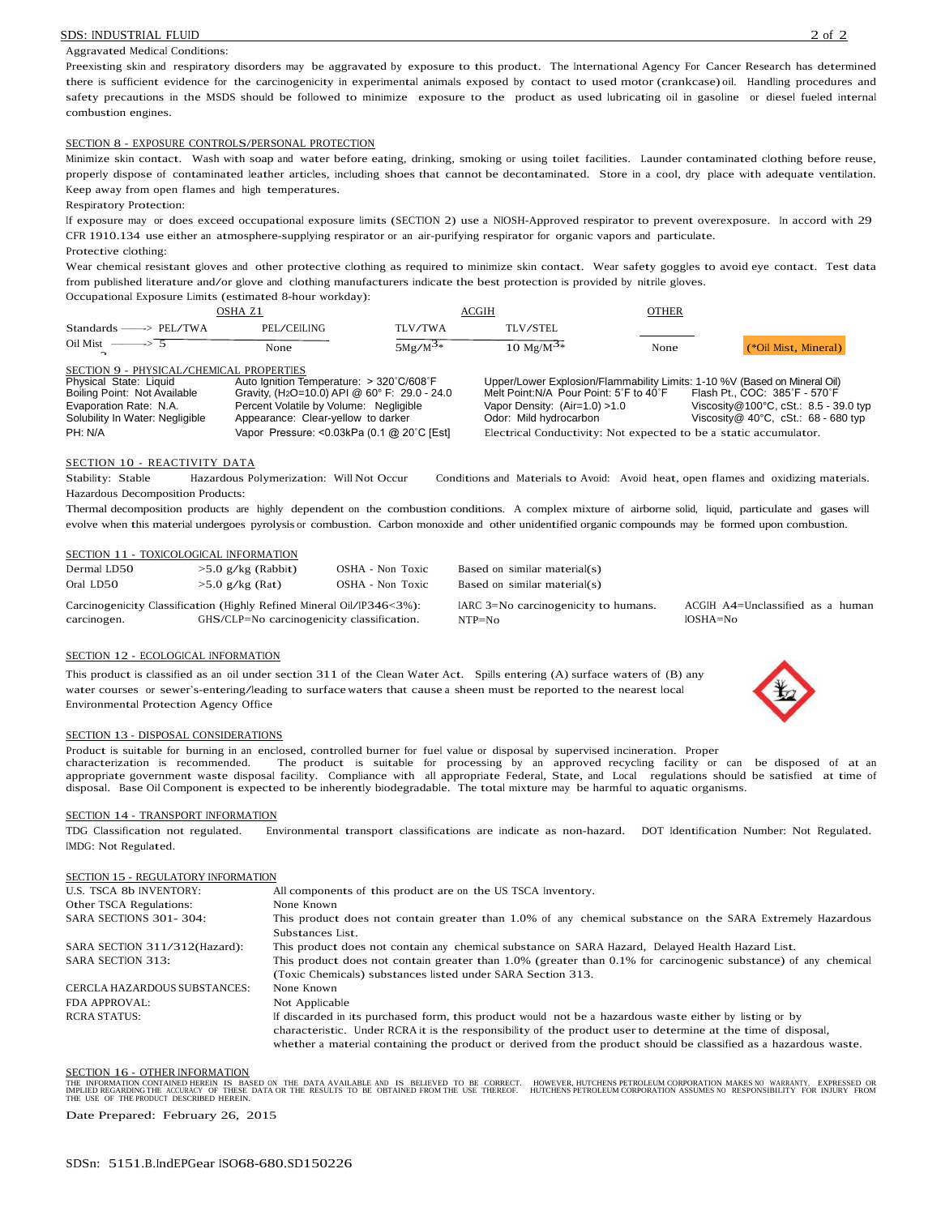Aggravated Medical Conditions:

Preexisting skin and respiratory disorders may be aggravated by exposure to this product. The International Agency For Cancer Research has determined there is sufficient evidence for the carcinogenicity in experimental animals exposed by contact to used motor (crankcase) oil. Handling procedures and safety precautions in the MSDS should be followed to minimize exposure to the product as used lubricating oil in gasoline or diesel fueled internal combustion engines.

## SECTION 8 - EXPOSURE CONTROLS/PERSONAL PROTECTION

Minimize skin contact. Wash with soap and water before eating, drinking, smoking or using toilet facilities. Launder contaminated clothing before reuse, properly dispose of contaminated leather articles, including shoes that cannot be decontaminated. Store in a cool, dry place with adequate ventilation. Keep away from open flames and high temperatures.

Respiratory Protection:

If exposure may or does exceed occupational exposure limits (SECTION 2) use a NIOSH-Approved respirator to prevent overexposure. In accord with 29 CFR 1910.134 use either an atmosphere-supplying respirator or an air-purifying respirator for organic vapors and particulate.

Protective clothing:

Wear chemical resistant gloves and other protective clothing as required to minimize skin contact. Wear safety goggles to avoid eye contact. Test data from published literature and/or glove and clothing manufacturers indicate the best protection is provided by nitrile gloves.

Occupational Exposure Limits (estimated 8-hour workday):

| | OSHA Z1 | | ACGIH | | OTHER | |
|---|---|---|---|---|---|---|
| Standards ——> | PEL/TWA | PEL/CEILING | TLV/TWA | TLV/STEL | | |
| Oil Mist ——> | 5 | None | $5 Mg/M^3$* | $10 Mg/M^3$* | None | (*Oil Mist, Mineral) |

## SECTION 9 - PHYSICAL/CHEMICAL PROPERTIES

| | | | |
|---|---|---|---|
| Physical State: Liquid | Auto Ignition Temperature: > 320˚C/608˚F | Upper/Lower Explosion/Flammability Limits: 1-10 %V (Based on Mineral Oil) | |
| Boiling Point: Not Available | Gravity, ($H_2O$=10.0) API @ 60° F: 29.0 - 24.0 | Melt Point:N/A Pour Point: 5˚F to 40˚F | Flash Pt., COC: 385˚F - 570˚F |
| Evaporation Rate: N.A. | Percent Volatile by Volume: Negligible | Vapor Density: (Air=1.0) >1.0 | Viscosity@100°C, cSt.: 8.5 - 39.0 typ |
| Solubility In Water: Negligible | Appearance: Clear-yellow to darker | Odor: Mild hydrocarbon | Viscosity@ 40°C, cSt.: 68 - 680 typ |
| PH: N/A | Vapor Pressure: <0.03kPa (0.1 @ 20˚C [Est] | Electrical Conductivity: Not expected to be a static accumulator. | |

## SECTION 10 - REACTIVITY DATA

Stability: Stable Hazardous Polymerization: Will Not Occur Conditions and Materials to Avoid: Avoid heat, open flames and oxidizing materials.

Hazardous Decomposition Products:

Thermal decomposition products are highly dependent on the combustion conditions. A complex mixture of airborne solid, liquid, particulate and gases will evolve when this material undergoes pyrolysis or combustion. Carbon monoxide and other unidentified organic compounds may be formed upon combustion.

## SECTION 11 - TOXICOLOGICAL INFORMATION

| | | | |
|---|---|---|---|
| Dermal LD50 | >5.0 g/kg (Rabbit) | OSHA - Non Toxic | Based on similar material(s) |
| Oral LD50 | >5.0 g/kg (Rat) | OSHA - Non Toxic | Based on similar material(s) |

Carcinogenicity Classification (Highly Refined Mineral Oil/IP346<3%): IARC 3=No carcinogenicity to humans. ACGIH A4=Unclassified as a human carcinogen. GHS/CLP=No carcinogenicity classification. NTP=No IOSHA=No

## SECTION 12 - ECOLOGICAL INFORMATION

This product is classified as an oil under section 311 of the Clean Water Act. Spills entering (A) surface waters of (B) any water courses or sewer's-entering/leading to surface waters that cause a sheen must be reported to the nearest local Environmental Protection Agency Office

## SECTION 13 - DISPOSAL CONSIDERATIONS

Product is suitable for burning in an enclosed, controlled burner for fuel value or disposal by supervised incineration. Proper characterization is recommended. The product is suitable for processing by an approved recycling facility or can be disposed of at an appropriate government waste disposal facility. Compliance with all appropriate Federal, State, and Local regulations should be satisfied at time of disposal. Base Oil Component is expected to be inherently biodegradable. The total mixture may be harmful to aquatic organisms.

## SECTION 14 - TRANSPORT INFORMATION

TDG Classification not regulated. Environmental transport classifications are indicate as non-hazard. DOT Identification Number: Not Regulated. IMDG: Not Regulated.

## SECTION 15 - REGULATORY INFORMATION

| | |
|---|---|
| U.S. TSCA 8b INVENTORY: | All components of this product are on the US TSCA Inventory. |
| Other TSCA Regulations: | None Known |
| SARA SECTIONS 301- 304: | This product does not contain greater than 1.0% of any chemical substance on the SARA Extremely Hazardous Substances List. |
| SARA SECTION 311/312(Hazard): | This product does not contain any chemical substance on SARA Hazard, Delayed Health Hazard List. |
| SARA SECTION 313: | This product does not contain greater than 1.0% (greater than 0.1% for carcinogenic substance) of any chemical (Toxic Chemicals) substances listed under SARA Section 313. |
| CERCLA HAZARDOUS SUBSTANCES: | None Known |
| FDA APPROVAL: | Not Applicable |
| RCRA STATUS: | If discarded in its purchased form, this product would not be a hazardous waste either by listing or by characteristic. Under RCRA it is the responsibility of the product user to determine at the time of disposal, whether a material containing the product or derived from the product should be classified as a hazardous waste. |

## SECTION 16 - OTHER INFORMATION

THE INFORMATION CONTAINED HEREIN IS BASED ON THE DATA AVAILABLE AND IS BELIEVED TO BE CORRECT. HOWEVER, HUTCHENS PETROLEUM CORPORATION MAKES NO WARRANTY, EXPRESSED OR IMPLIED REGARDING THE ACCURACY OF THESE DATA OR THE RESULTS TO BE OBTAINED FROM THE USE THEREOF. HUTCHENS PETROLEUM CORPORATION ASSUMES NO RESPONSIBILITY FOR INJURY FROM THE USE OF THE PRODUCT DESCRIBED HEREIN.

Date Prepared: February 26, 2015

SDSn: 5151.B.IndEPGear ISO68-680.SD150226